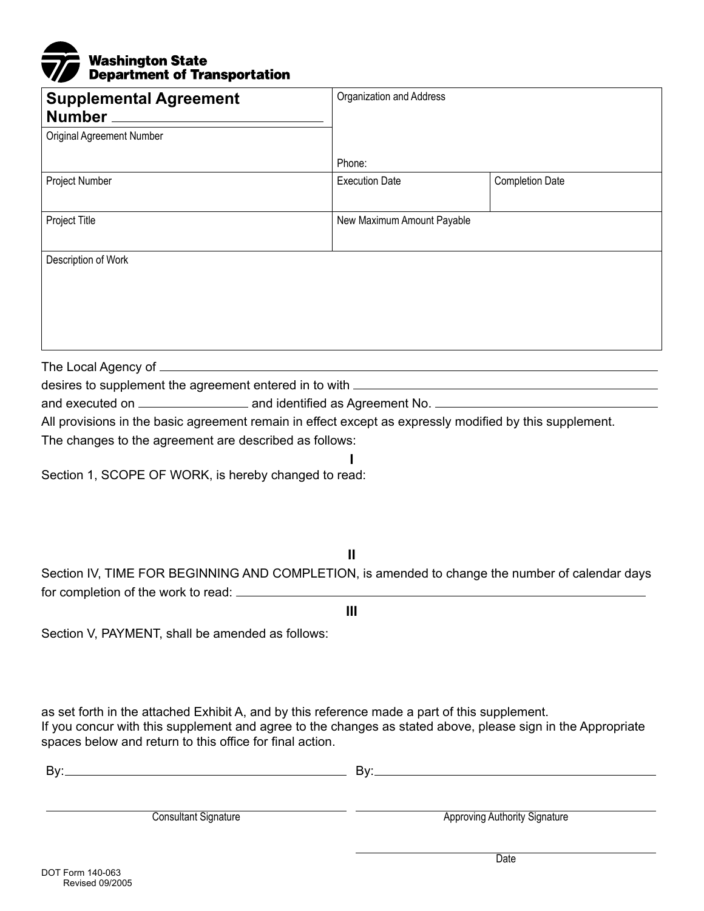**Washington State Department of Transportation**

| **Supplemental Agreement Number** ______________ | Organization and Address | |
|---|---|---|
| Original Agreement Number | Phone: | |
| Project Number | Execution Date | Completion Date |
| Project Title | New Maximum Amount Payable | |
| Description of Work | | |

The Local Agency of ______________________________________________

desires to supplement the agreement entered in to with ______________________________

and executed on ______________ and identified as Agreement No. ______________________

All provisions in the basic agreement remain in effect except as expressly modified by this supplement.

The changes to the agreement are described as follows:

**I**

Section 1, SCOPE OF WORK, is hereby changed to read:

**II**

Section IV, TIME FOR BEGINNING AND COMPLETION, is amended to change the number of calendar days for completion of the work to read: ______________________________________________

**III**

Section V, PAYMENT, shall be amended as follows:

as set forth in the attached Exhibit A, and by this reference made a part of this supplement.

If you concur with this supplement and agree to the changes as stated above, please sign in the Appropriate spaces below and return to this office for final action.

By: ______________________________ By: ______________________________

______________________________ ______________________________

Consultant Signature Approving Authority Signature

______________________________

Date

DOT Form 140-063
Revised 09/2005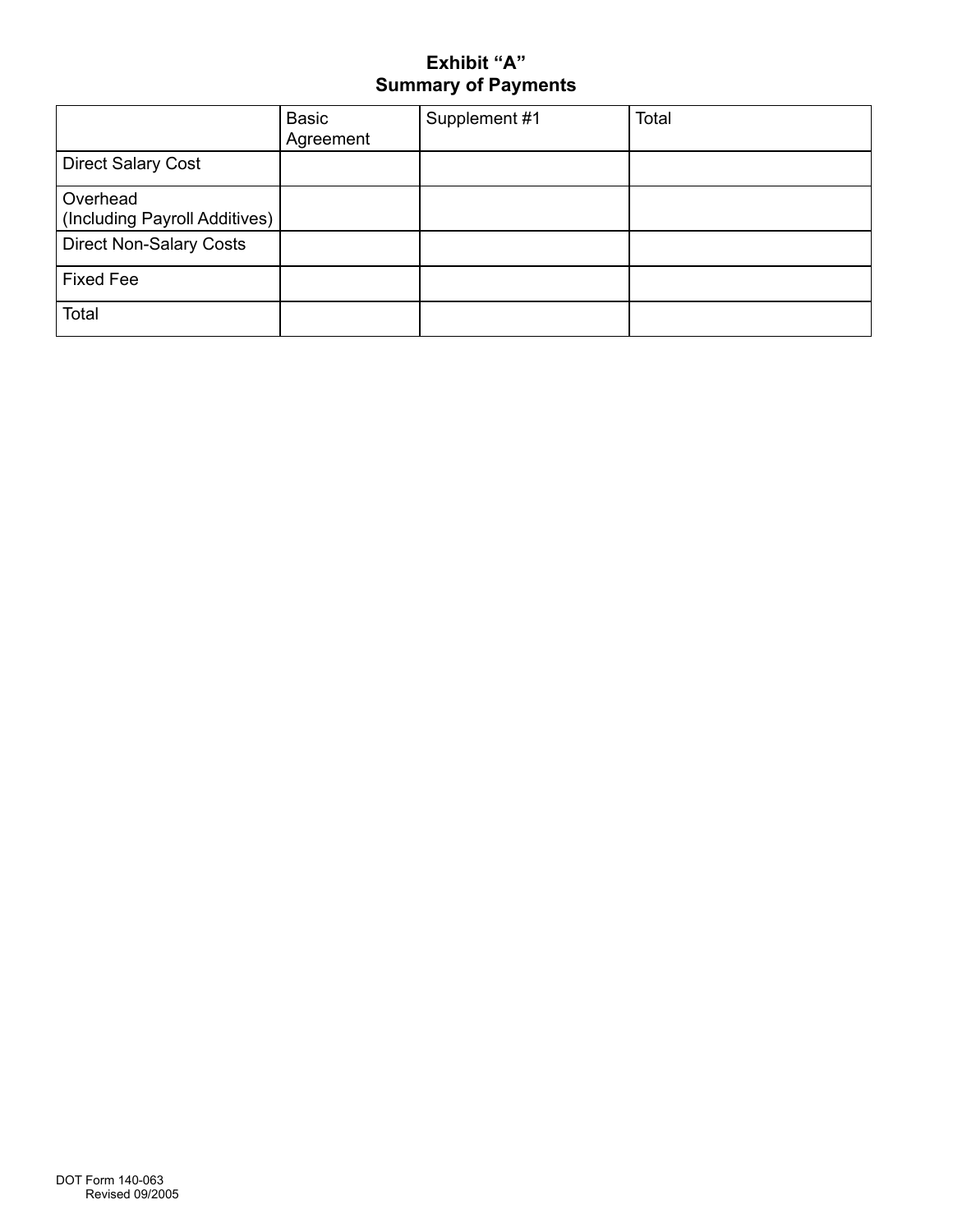# Exhibit "A"
## Summary of Payments

| | Basic Agreement | Supplement #1 | Total |
|---|---|---|---|
| Direct Salary Cost | | | |
| Overhead (Including Payroll Additives) | | | |
| Direct Non-Salary Costs | | | |
| Fixed Fee | | | |
| Total | | | |

DOT Form 140-063
Revised 09/2005